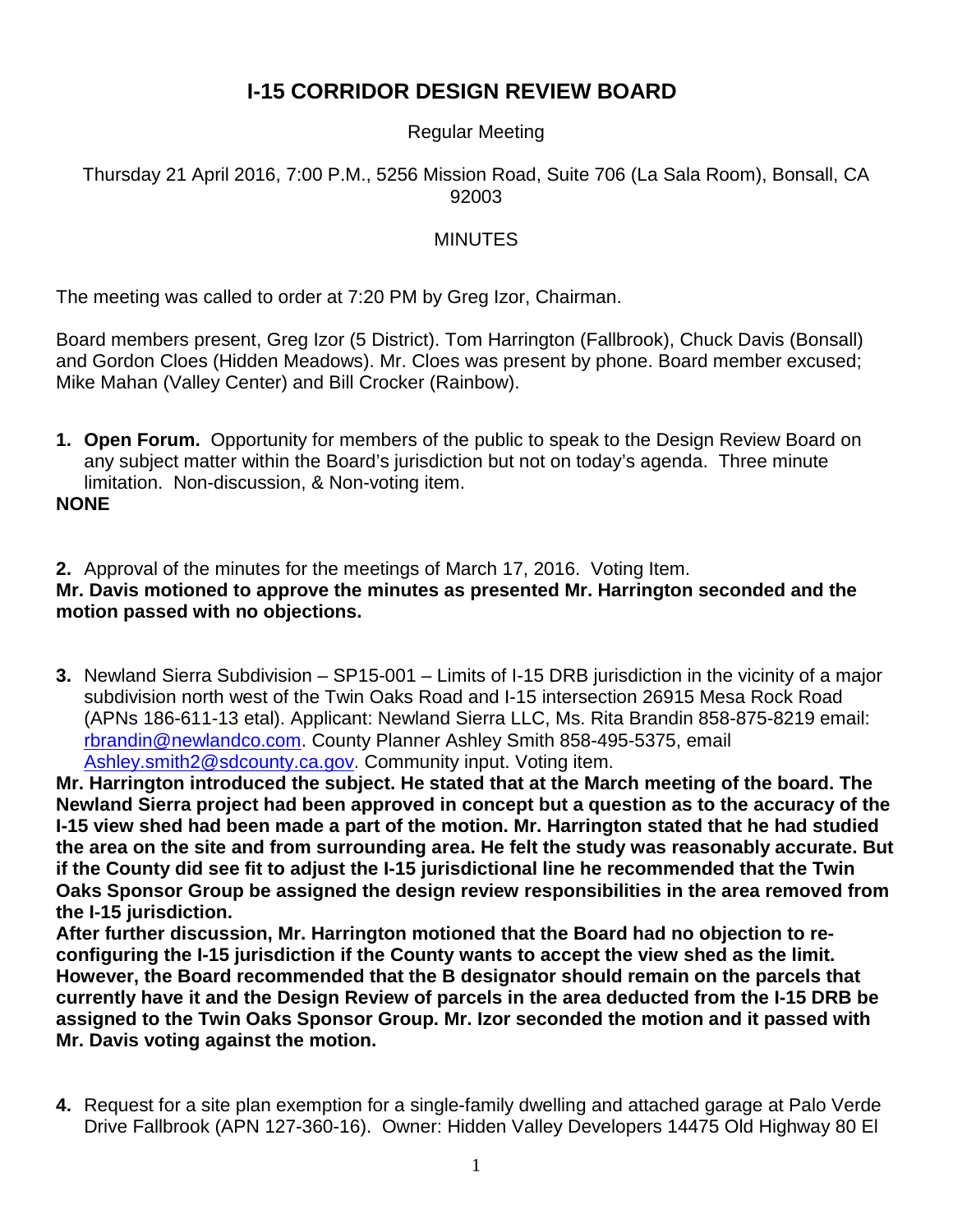# I-15 CORRIDOR DESIGN REVIEW BOARD

Regular Meeting

Thursday 21 April 2016, 7:00 P.M., 5256 Mission Road, Suite 706 (La Sala Room), Bonsall, CA 92003

MINUTES

The meeting was called to order at 7:20 PM by Greg Izor, Chairman.

Board members present, Greg Izor (5 District). Tom Harrington (Fallbrook), Chuck Davis (Bonsall) and Gordon Cloes (Hidden Meadows). Mr. Cloes was present by phone. Board member excused; Mike Mahan (Valley Center) and Bill Crocker (Rainbow).

1. **Open Forum.** Opportunity for members of the public to speak to the Design Review Board on any subject matter within the Board's jurisdiction but not on today's agenda. Three minute limitation. Non-discussion, & Non-voting item.

**NONE**

2. Approval of the minutes for the meetings of March 17, 2016. Voting Item.

**Mr. Davis motioned to approve the minutes as presented Mr. Harrington seconded and the motion passed with no objections.**

3. Newland Sierra Subdivision – SP15-001 – Limits of I-15 DRB jurisdiction in the vicinity of a major subdivision north west of the Twin Oaks Road and I-15 intersection 26915 Mesa Rock Road (APNs 186-611-13 etal). Applicant: Newland Sierra LLC, Ms. Rita Brandin 858-875-8219 email: rbrandin@newlandco.com. County Planner Ashley Smith 858-495-5375, email Ashley.smith2@sdcounty.ca.gov. Community input. Voting item.

**Mr. Harrington introduced the subject. He stated that at the March meeting of the board. The Newland Sierra project had been approved in concept but a question as to the accuracy of the I-15 view shed had been made a part of the motion. Mr. Harrington stated that he had studied the area on the site and from surrounding area. He felt the study was reasonably accurate. But if the County did see fit to adjust the I-15 jurisdictional line he recommended that the Twin Oaks Sponsor Group be assigned the design review responsibilities in the area removed from the I-15 jurisdiction.**

**After further discussion, Mr. Harrington motioned that the Board had no objection to re-configuring the I-15 jurisdiction if the County wants to accept the view shed as the limit. However, the Board recommended that the B designator should remain on the parcels that currently have it and the Design Review of parcels in the area deducted from the I-15 DRB be assigned to the Twin Oaks Sponsor Group. Mr. Izor seconded the motion and it passed with Mr. Davis voting against the motion.**

4. Request for a site plan exemption for a single-family dwelling and attached garage at Palo Verde Drive Fallbrook (APN 127-360-16). Owner: Hidden Valley Developers 14475 Old Highway 80 El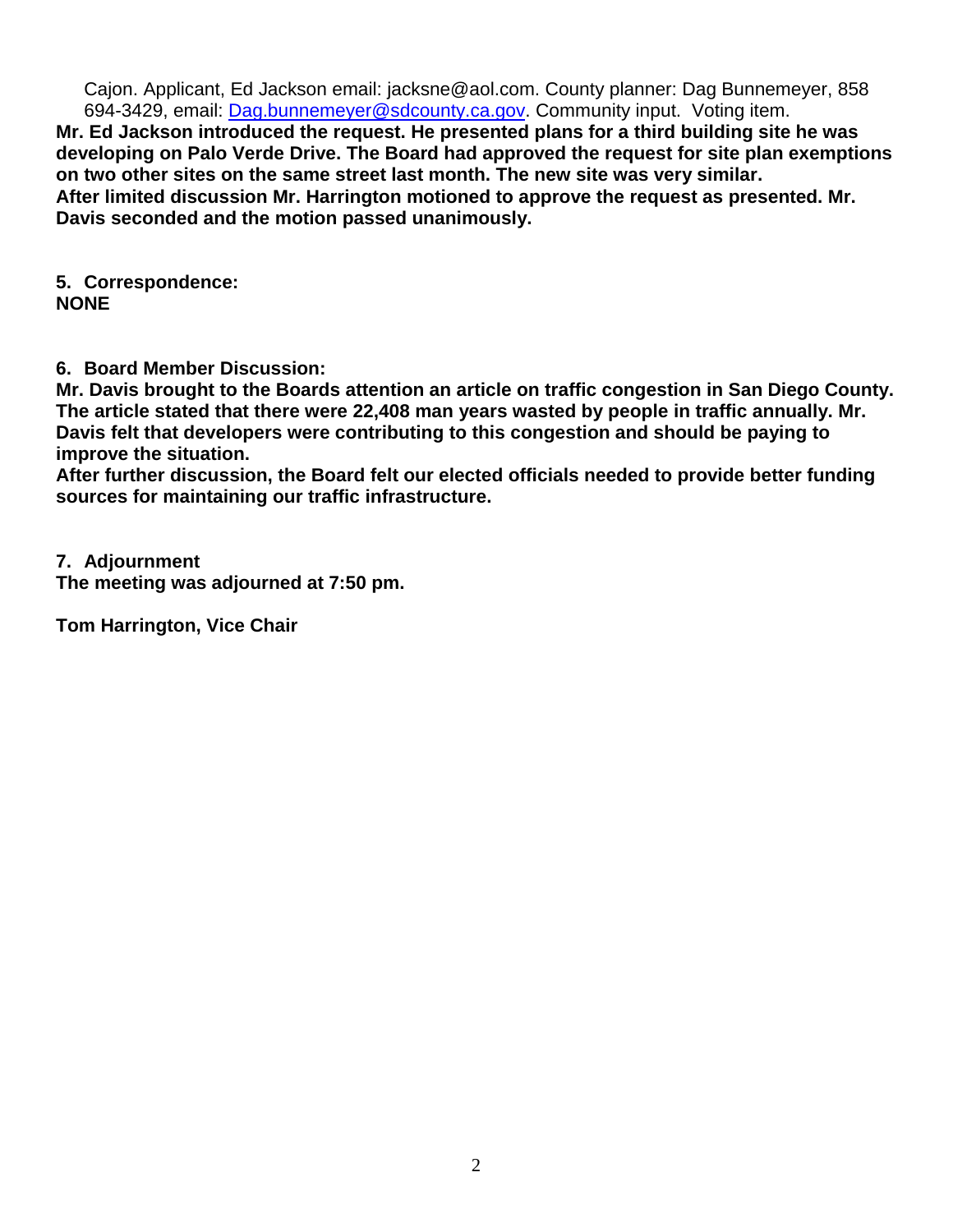Cajon. Applicant, Ed Jackson email: jacksne@aol.com. County planner: Dag Bunnemeyer, 858 694-3429, email: [Dag.bunnemeyer@sdcounty.ca.gov](mailto:Dag.bunnemeyer@sdcounty.ca.gov). Community input. Voting item.

**Mr. Ed Jackson introduced the request. He presented plans for a third building site he was developing on Palo Verde Drive. The Board had approved the request for site plan exemptions on two other sites on the same street last month. The new site was very similar.**
**After limited discussion Mr. Harrington motioned to approve the request as presented. Mr. Davis seconded and the motion passed unanimously.**

**5. Correspondence:**
**NONE**

**6. Board Member Discussion:**
**Mr. Davis brought to the Boards attention an article on traffic congestion in San Diego County. The article stated that there were 22,408 man years wasted by people in traffic annually. Mr. Davis felt that developers were contributing to this congestion and should be paying to improve the situation.**
**After further discussion, the Board felt our elected officials needed to provide better funding sources for maintaining our traffic infrastructure.**

**7. Adjournment**
**The meeting was adjourned at 7:50 pm.**

**Tom Harrington, Vice Chair**